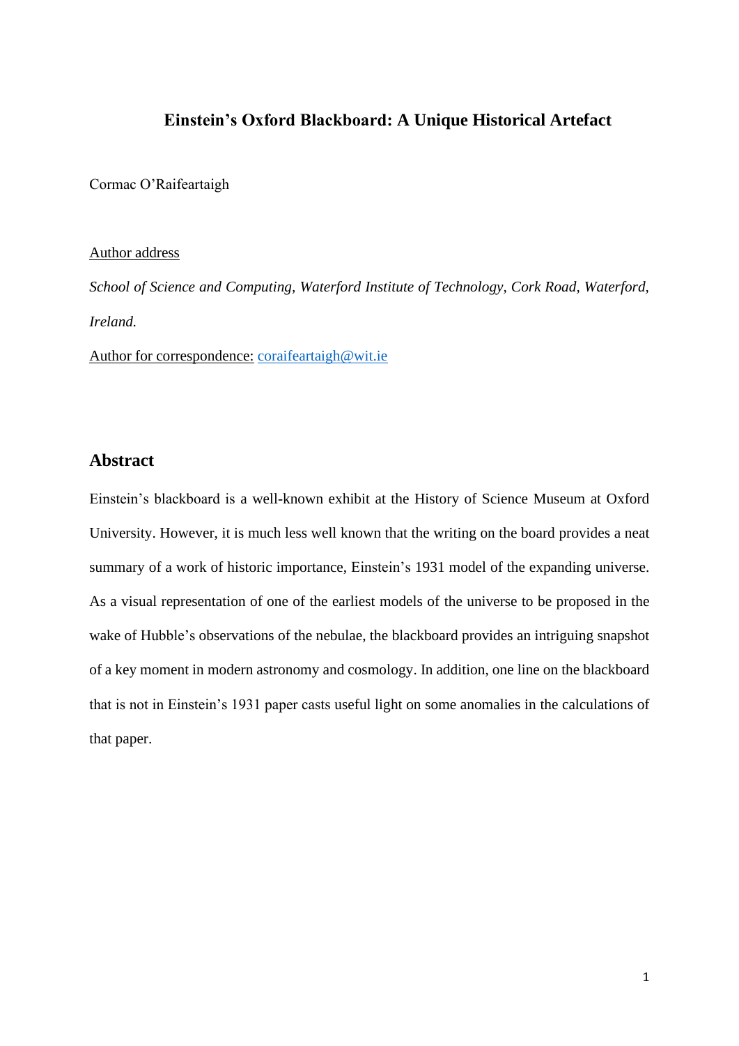# Einstein's Oxford Blackboard: A Unique Historical Artefact

Cormac O'Raifeartaigh

Author address

*School of Science and Computing, Waterford Institute of Technology, Cork Road, Waterford, Ireland.*

Author for correspondence: coraifeartaigh@wit.ie

## Abstract

Einstein's blackboard is a well-known exhibit at the History of Science Museum at Oxford University. However, it is much less well known that the writing on the board provides a neat summary of a work of historic importance, Einstein's 1931 model of the expanding universe. As a visual representation of one of the earliest models of the universe to be proposed in the wake of Hubble's observations of the nebulae, the blackboard provides an intriguing snapshot of a key moment in modern astronomy and cosmology. In addition, one line on the blackboard that is not in Einstein's 1931 paper casts useful light on some anomalies in the calculations of that paper.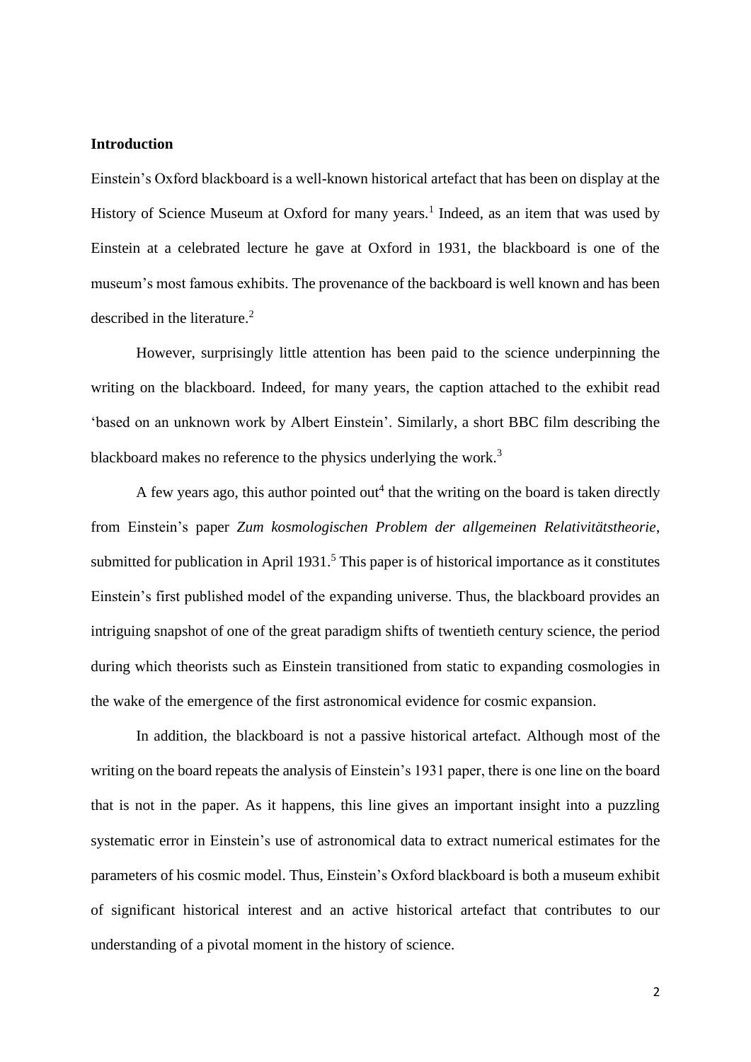**Introduction**

Einstein's Oxford blackboard is a well-known historical artefact that has been on display at the History of Science Museum at Oxford for many years.[1] Indeed, as an item that was used by Einstein at a celebrated lecture he gave at Oxford in 1931, the blackboard is one of the museum's most famous exhibits. The provenance of the backboard is well known and has been described in the literature.[2]

However, surprisingly little attention has been paid to the science underpinning the writing on the blackboard. Indeed, for many years, the caption attached to the exhibit read 'based on an unknown work by Albert Einstein'. Similarly, a short BBC film describing the blackboard makes no reference to the physics underlying the work.[3]

A few years ago, this author pointed out[4] that the writing on the board is taken directly from Einstein's paper *Zum kosmologischen Problem der allgemeinen Relativitätstheorie*, submitted for publication in April 1931.[5] This paper is of historical importance as it constitutes Einstein's first published model of the expanding universe. Thus, the blackboard provides an intriguing snapshot of one of the great paradigm shifts of twentieth century science, the period during which theorists such as Einstein transitioned from static to expanding cosmologies in the wake of the emergence of the first astronomical evidence for cosmic expansion.

In addition, the blackboard is not a passive historical artefact. Although most of the writing on the board repeats the analysis of Einstein's 1931 paper, there is one line on the board that is not in the paper. As it happens, this line gives an important insight into a puzzling systematic error in Einstein's use of astronomical data to extract numerical estimates for the parameters of his cosmic model. Thus, Einstein's Oxford blackboard is both a museum exhibit of significant historical interest and an active historical artefact that contributes to our understanding of a pivotal moment in the history of science.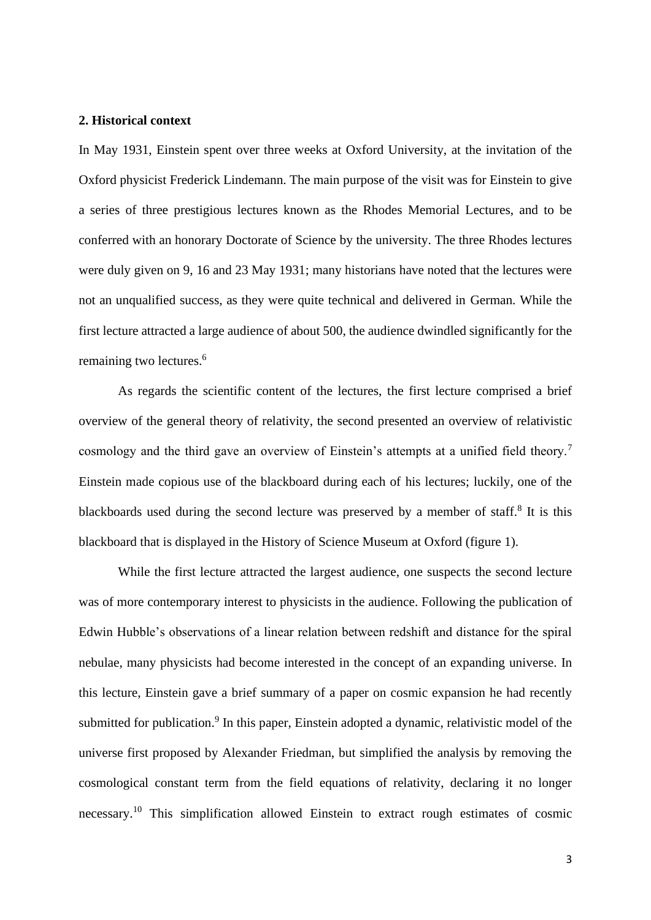**2. Historical context**

In May 1931, Einstein spent over three weeks at Oxford University, at the invitation of the Oxford physicist Frederick Lindemann. The main purpose of the visit was for Einstein to give a series of three prestigious lectures known as the Rhodes Memorial Lectures, and to be conferred with an honorary Doctorate of Science by the university. The three Rhodes lectures were duly given on 9, 16 and 23 May 1931; many historians have noted that the lectures were not an unqualified success, as they were quite technical and delivered in German. While the first lecture attracted a large audience of about 500, the audience dwindled significantly for the remaining two lectures.[6]

As regards the scientific content of the lectures, the first lecture comprised a brief overview of the general theory of relativity, the second presented an overview of relativistic cosmology and the third gave an overview of Einstein's attempts at a unified field theory.[7] Einstein made copious use of the blackboard during each of his lectures; luckily, one of the blackboards used during the second lecture was preserved by a member of staff.[8] It is this blackboard that is displayed in the History of Science Museum at Oxford (figure 1).

While the first lecture attracted the largest audience, one suspects the second lecture was of more contemporary interest to physicists in the audience. Following the publication of Edwin Hubble's observations of a linear relation between redshift and distance for the spiral nebulae, many physicists had become interested in the concept of an expanding universe. In this lecture, Einstein gave a brief summary of a paper on cosmic expansion he had recently submitted for publication.[9] In this paper, Einstein adopted a dynamic, relativistic model of the universe first proposed by Alexander Friedman, but simplified the analysis by removing the cosmological constant term from the field equations of relativity, declaring it no longer necessary.[10] This simplification allowed Einstein to extract rough estimates of cosmic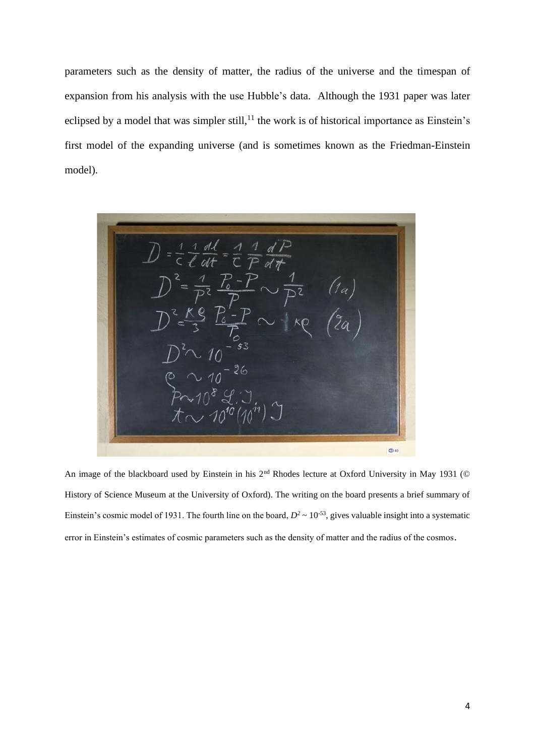parameters such as the density of matter, the radius of the universe and the timespan of expansion from his analysis with the use Hubble's data. Although the 1931 paper was later eclipsed by a model that was simpler still,[11] the work is of historical importance as Einstein's first model of the expanding universe (and is sometimes known as the Friedman-Einstein model).

An image of the blackboard used by Einstein in his 2nd Rhodes lecture at Oxford University in May 1931 (© History of Science Museum at the University of Oxford). The writing on the board presents a brief summary of Einstein's cosmic model of 1931. The fourth line on the board, $D^2 \sim 10^{-53}$, gives valuable insight into a systematic error in Einstein's estimates of cosmic parameters such as the density of matter and the radius of the cosmos.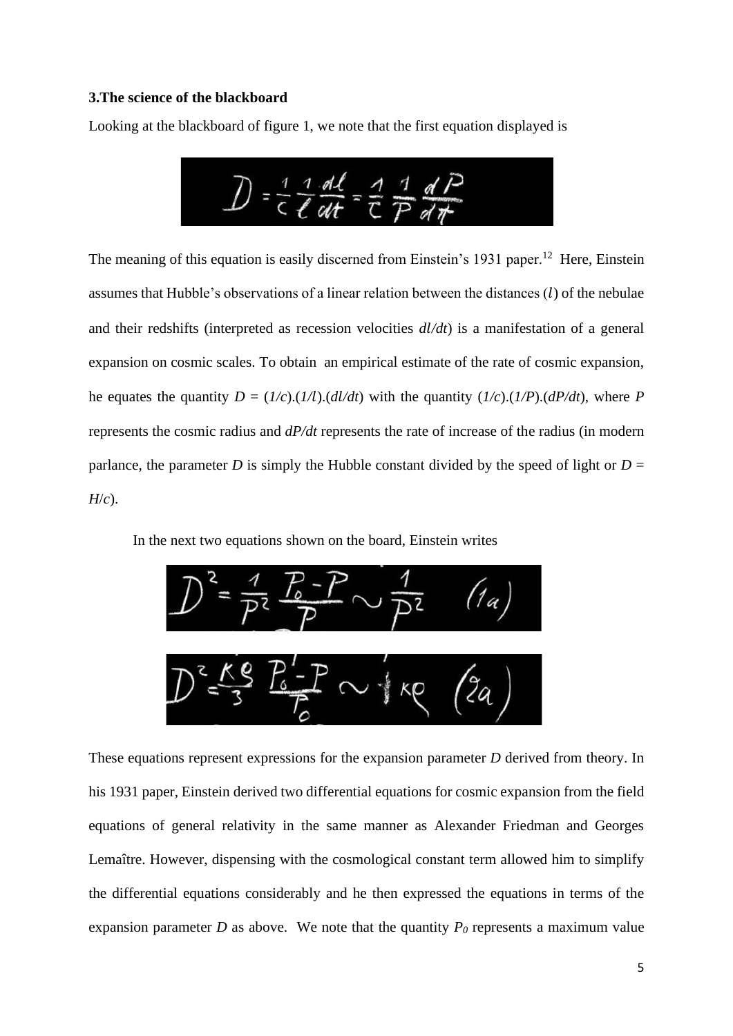### 3.The science of the blackboard

Looking at the blackboard of figure 1, we note that the first equation displayed is

$$D = \frac{1}{c}\frac{1}{l}\frac{dl}{dt} = \frac{1}{c}\frac{1}{P}\frac{dP}{dt}$$

The meaning of this equation is easily discerned from Einstein's 1931 paper.[12] Here, Einstein assumes that Hubble's observations of a linear relation between the distances ($l$) of the nebulae and their redshifts (interpreted as recession velocities $dl/dt$) is a manifestation of a general expansion on cosmic scales. To obtain an empirical estimate of the rate of cosmic expansion, he equates the quantity $D = (1/c).(1/l).(dl/dt)$ with the quantity $(1/c).(1/P).(dP/dt)$, where $P$ represents the cosmic radius and $dP/dt$ represents the rate of increase of the radius (in modern parlance, the parameter $D$ is simply the Hubble constant divided by the speed of light or $D = H/c$).

In the next two equations shown on the board, Einstein writes

$$D^2 = \frac{1}{P^2}\frac{P_0 - P}{P} \sim \frac{1}{P^2} \quad (1a)$$

$$D^2 = \frac{\kappa \rho}{3}\frac{P_0 - P}{P_0} \sim \frac{1}{3}\kappa\rho \quad (2a)$$

These equations represent expressions for the expansion parameter $D$ derived from theory. In his 1931 paper, Einstein derived two differential equations for cosmic expansion from the field equations of general relativity in the same manner as Alexander Friedman and Georges Lemaître. However, dispensing with the cosmological constant term allowed him to simplify the differential equations considerably and he then expressed the equations in terms of the expansion parameter $D$ as above. We note that the quantity $P_0$ represents a maximum value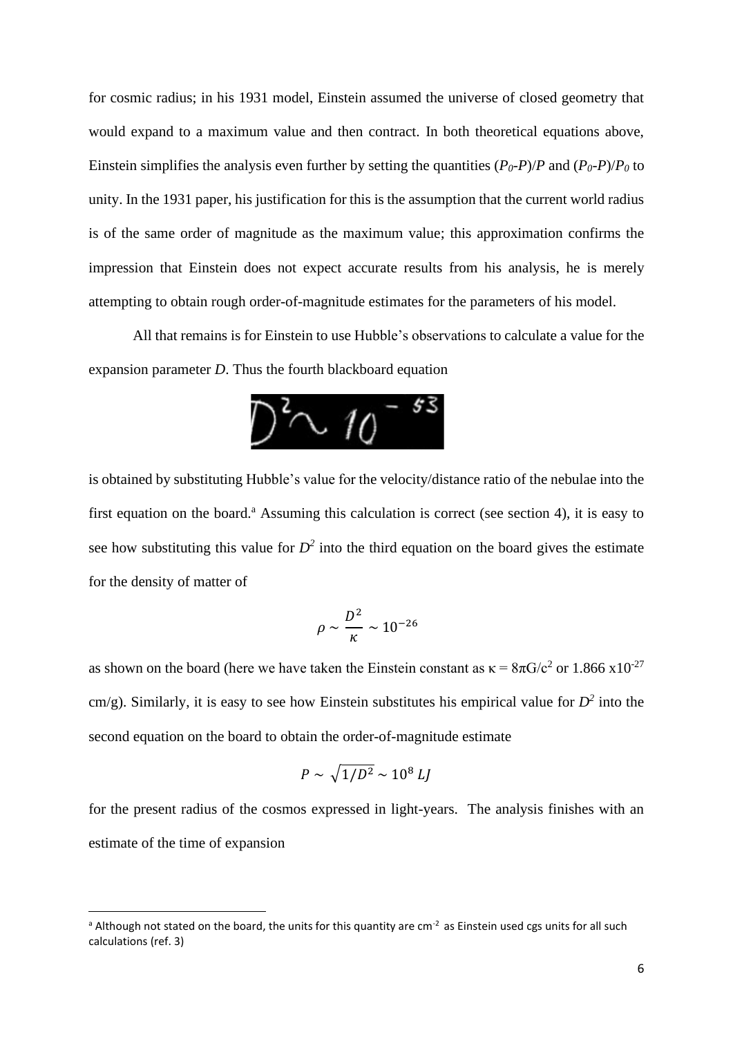for cosmic radius; in his 1931 model, Einstein assumed the universe of closed geometry that would expand to a maximum value and then contract. In both theoretical equations above, Einstein simplifies the analysis even further by setting the quantities $(P_0\text{-}P)/P$ and $(P_0\text{-}P)/P_0$ to unity. In the 1931 paper, his justification for this is the assumption that the current world radius is of the same order of magnitude as the maximum value; this approximation confirms the impression that Einstein does not expect accurate results from his analysis, he is merely attempting to obtain rough order-of-magnitude estimates for the parameters of his model.

All that remains is for Einstein to use Hubble's observations to calculate a value for the expansion parameter $D$. Thus the fourth blackboard equation

$$D^2 \sim 10^{-53}$$

is obtained by substituting Hubble's value for the velocity/distance ratio of the nebulae into the first equation on the board.[a] Assuming this calculation is correct (see section 4), it is easy to see how substituting this value for $D^2$ into the third equation on the board gives the estimate for the density of matter of

$$\rho \sim \frac{D^2}{\kappa} \sim 10^{-26}$$

as shown on the board (here we have taken the Einstein constant as $\kappa = 8\pi G/c^2$ or $1.866 \times 10^{-27}$ cm/g). Similarly, it is easy to see how Einstein substitutes his empirical value for $D^2$ into the second equation on the board to obtain the order-of-magnitude estimate

$$P \sim \sqrt{1/D^2} \sim 10^8 \, LJ$$

for the present radius of the cosmos expressed in light-years. The analysis finishes with an estimate of the time of expansion

[a] Although not stated on the board, the units for this quantity are $cm^{-2}$ as Einstein used cgs units for all such calculations (ref. 3)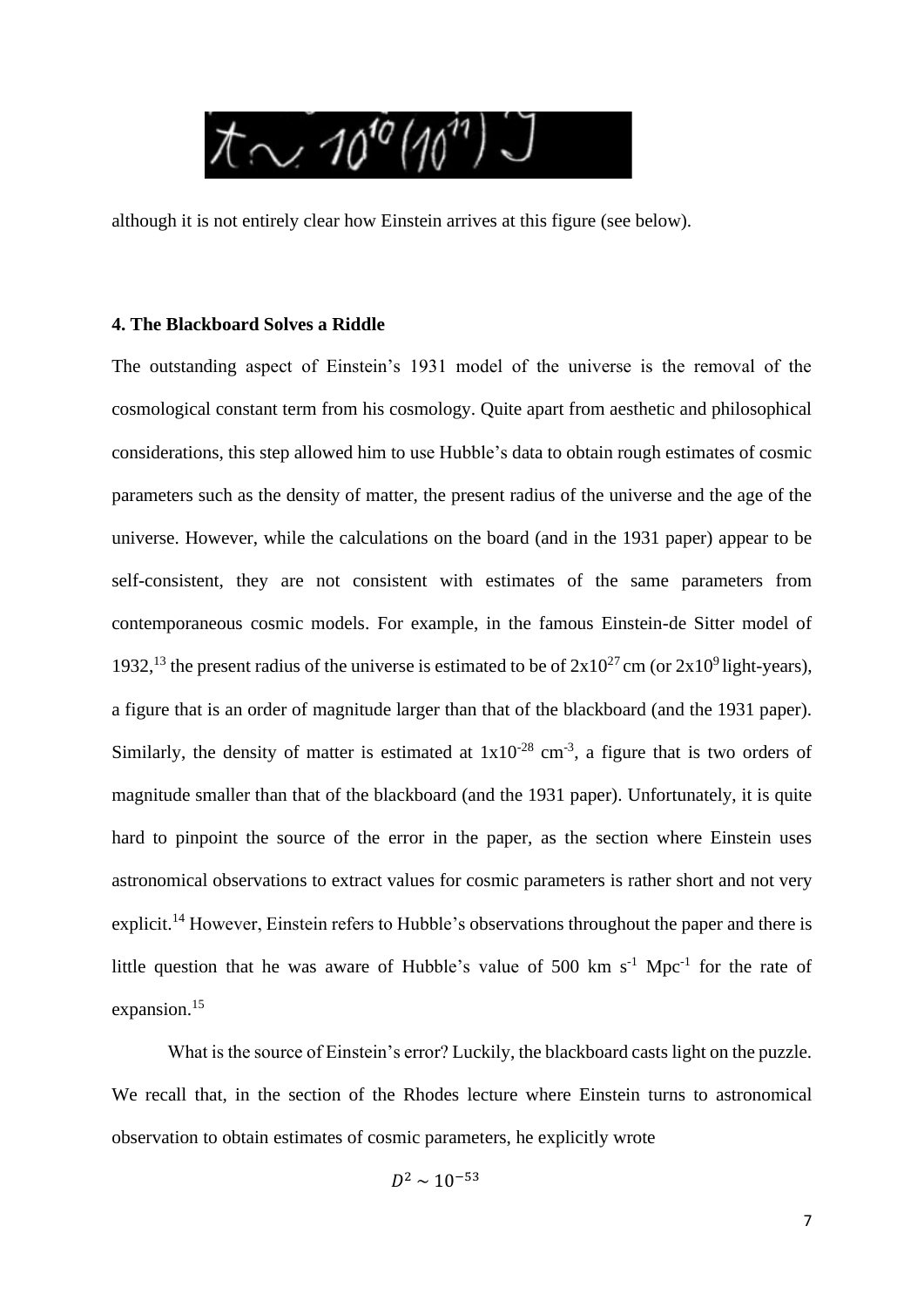$$t \sim 10^{10}(10^{11})\ J$$

although it is not entirely clear how Einstein arrives at this figure (see below).

### 4. The Blackboard Solves a Riddle

The outstanding aspect of Einstein's 1931 model of the universe is the removal of the cosmological constant term from his cosmology. Quite apart from aesthetic and philosophical considerations, this step allowed him to use Hubble's data to obtain rough estimates of cosmic parameters such as the density of matter, the present radius of the universe and the age of the universe. However, while the calculations on the board (and in the 1931 paper) appear to be self-consistent, they are not consistent with estimates of the same parameters from contemporaneous cosmic models. For example, in the famous Einstein-de Sitter model of 1932,[13] the present radius of the universe is estimated to be of $2\times10^{27}$ cm (or $2\times10^{9}$ light-years), a figure that is an order of magnitude larger than that of the blackboard (and the 1931 paper). Similarly, the density of matter is estimated at $1\times10^{-28}$ cm$^{-3}$, a figure that is two orders of magnitude smaller than that of the blackboard (and the 1931 paper). Unfortunately, it is quite hard to pinpoint the source of the error in the paper, as the section where Einstein uses astronomical observations to extract values for cosmic parameters is rather short and not very explicit.[14] However, Einstein refers to Hubble's observations throughout the paper and there is little question that he was aware of Hubble's value of 500 km s$^{-1}$ Mpc$^{-1}$ for the rate of expansion.[15]

What is the source of Einstein's error? Luckily, the blackboard casts light on the puzzle. We recall that, in the section of the Rhodes lecture where Einstein turns to astronomical observation to obtain estimates of cosmic parameters, he explicitly wrote

$$D^2 \sim 10^{-53}$$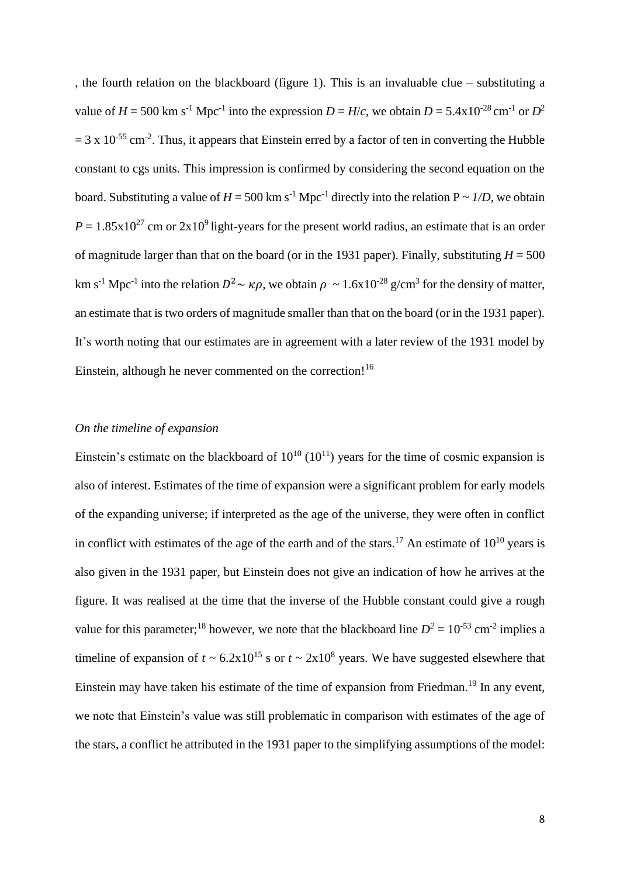, the fourth relation on the blackboard (figure 1). This is an invaluable clue – substituting a value of $H = 500$ km s$^{-1}$ Mpc$^{-1}$ into the expression $D = H/c$, we obtain $D = 5.4\text{x}10^{-28}$ cm$^{-1}$ or $D^2 = 3 \text{ x } 10^{-55}$ cm$^{-2}$. Thus, it appears that Einstein erred by a factor of ten in converting the Hubble constant to cgs units. This impression is confirmed by considering the second equation on the board. Substituting a value of $H = 500$ km s$^{-1}$ Mpc$^{-1}$ directly into the relation $P \sim 1/D$, we obtain $P = 1.85\text{x}10^{27}$ cm or $2\text{x}10^9$ light-years for the present world radius, an estimate that is an order of magnitude larger than that on the board (or in the 1931 paper). Finally, substituting $H = 500$ km s$^{-1}$ Mpc$^{-1}$ into the relation $D^2 \sim \kappa\rho$, we obtain $\rho \sim 1.6\text{x}10^{-28}$ g/cm$^3$ for the density of matter, an estimate that is two orders of magnitude smaller than that on the board (or in the 1931 paper). It's worth noting that our estimates are in agreement with a later review of the 1931 model by Einstein, although he never commented on the correction![16]

*On the timeline of expansion*

Einstein's estimate on the blackboard of $10^{10}$ ($10^{11}$) years for the time of cosmic expansion is also of interest. Estimates of the time of expansion were a significant problem for early models of the expanding universe; if interpreted as the age of the universe, they were often in conflict in conflict with estimates of the age of the earth and of the stars.[17] An estimate of $10^{10}$ years is also given in the 1931 paper, but Einstein does not give an indication of how he arrives at the figure. It was realised at the time that the inverse of the Hubble constant could give a rough value for this parameter;[18] however, we note that the blackboard line $D^2 = 10^{-53}$ cm$^{-2}$ implies a timeline of expansion of $t \sim 6.2\text{x}10^{15}$ s or $t \sim 2\text{x}10^8$ years. We have suggested elsewhere that Einstein may have taken his estimate of the time of expansion from Friedman.[19] In any event, we note that Einstein's value was still problematic in comparison with estimates of the age of the stars, a conflict he attributed in the 1931 paper to the simplifying assumptions of the model: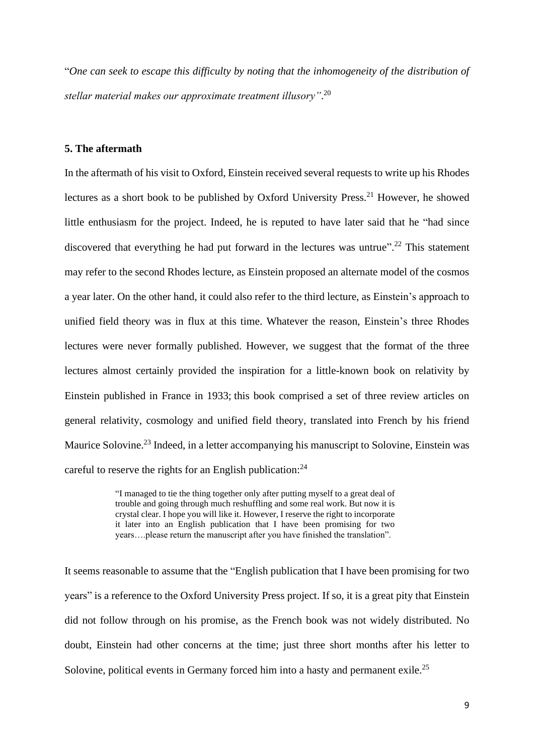"*One can seek to escape this difficulty by noting that the inhomogeneity of the distribution of stellar material makes our approximate treatment illusory"*.[20]

## 5. The aftermath

In the aftermath of his visit to Oxford, Einstein received several requests to write up his Rhodes lectures as a short book to be published by Oxford University Press.[21] However, he showed little enthusiasm for the project. Indeed, he is reputed to have later said that he "had since discovered that everything he had put forward in the lectures was untrue".[22] This statement may refer to the second Rhodes lecture, as Einstein proposed an alternate model of the cosmos a year later. On the other hand, it could also refer to the third lecture, as Einstein's approach to unified field theory was in flux at this time. Whatever the reason, Einstein's three Rhodes lectures were never formally published. However, we suggest that the format of the three lectures almost certainly provided the inspiration for a little-known book on relativity by Einstein published in France in 1933; this book comprised a set of three review articles on general relativity, cosmology and unified field theory, translated into French by his friend Maurice Solovine.[23] Indeed, in a letter accompanying his manuscript to Solovine, Einstein was careful to reserve the rights for an English publication:[24]

> "I managed to tie the thing together only after putting myself to a great deal of trouble and going through much reshuffling and some real work. But now it is crystal clear. I hope you will like it. However, I reserve the right to incorporate it later into an English publication that I have been promising for two years….please return the manuscript after you have finished the translation".

It seems reasonable to assume that the "English publication that I have been promising for two years" is a reference to the Oxford University Press project. If so, it is a great pity that Einstein did not follow through on his promise, as the French book was not widely distributed. No doubt, Einstein had other concerns at the time; just three short months after his letter to Solovine, political events in Germany forced him into a hasty and permanent exile.[25]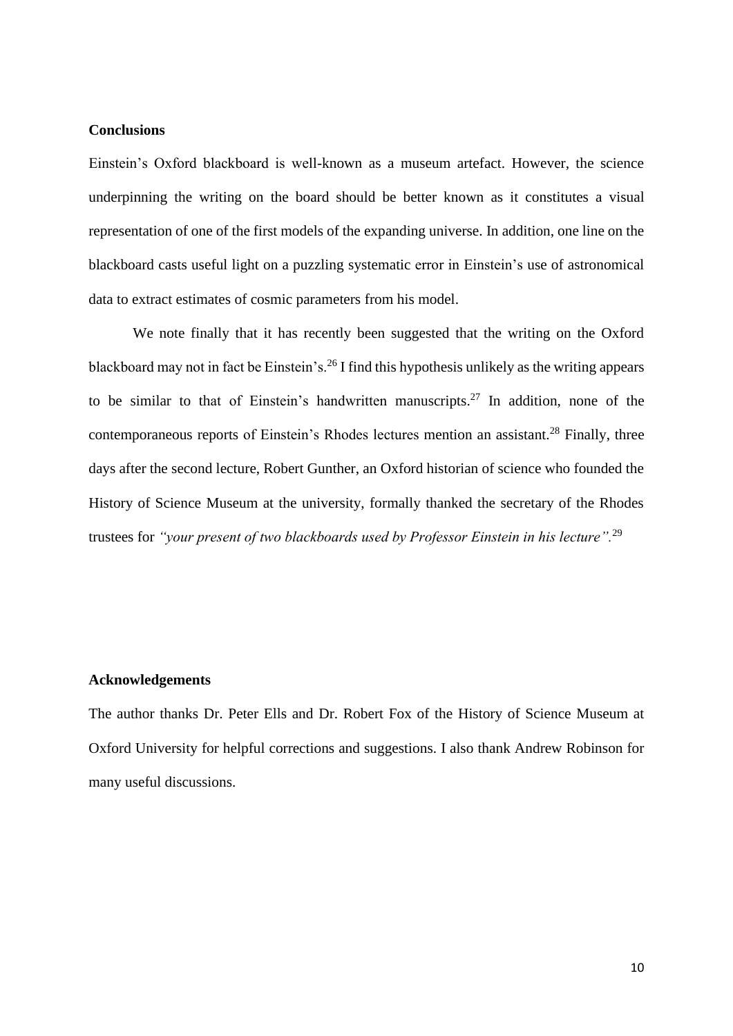## Conclusions

Einstein's Oxford blackboard is well-known as a museum artefact. However, the science underpinning the writing on the board should be better known as it constitutes a visual representation of one of the first models of the expanding universe. In addition, one line on the blackboard casts useful light on a puzzling systematic error in Einstein's use of astronomical data to extract estimates of cosmic parameters from his model.

We note finally that it has recently been suggested that the writing on the Oxford blackboard may not in fact be Einstein's.[26] I find this hypothesis unlikely as the writing appears to be similar to that of Einstein's handwritten manuscripts.[27] In addition, none of the contemporaneous reports of Einstein's Rhodes lectures mention an assistant.[28] Finally, three days after the second lecture, Robert Gunther, an Oxford historian of science who founded the History of Science Museum at the university, formally thanked the secretary of the Rhodes trustees for *"your present of two blackboards used by Professor Einstein in his lecture"*.[29]

## Acknowledgements

The author thanks Dr. Peter Ells and Dr. Robert Fox of the History of Science Museum at Oxford University for helpful corrections and suggestions. I also thank Andrew Robinson for many useful discussions.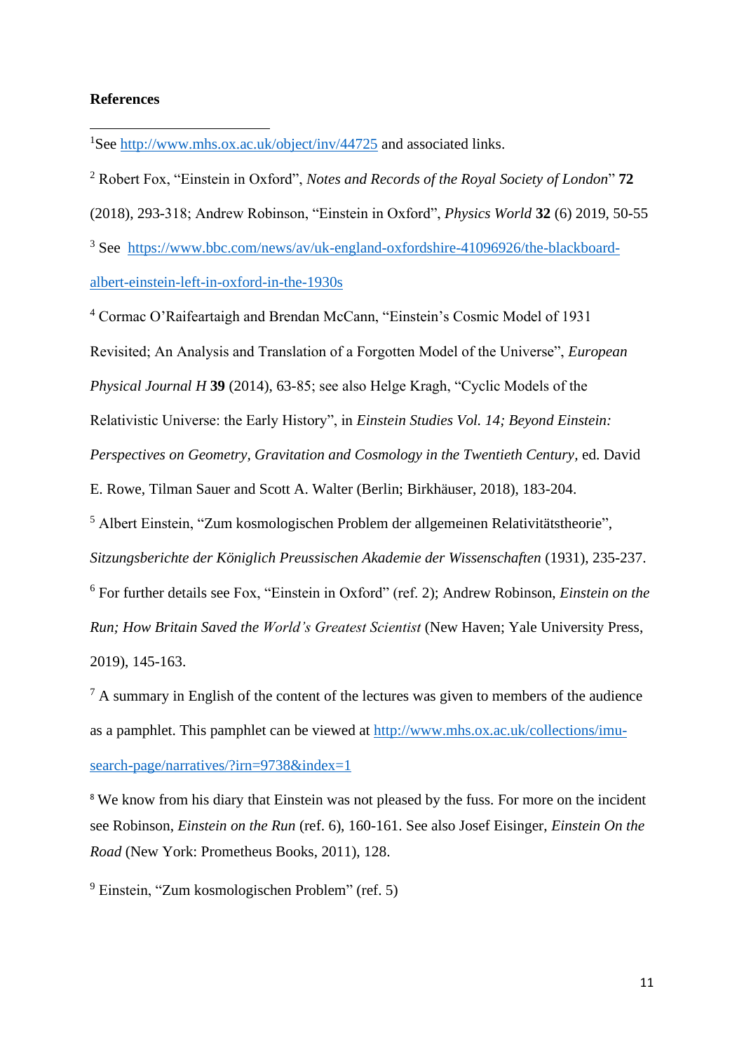**References**

[1]See http://www.mhs.ox.ac.uk/object/inv/44725 and associated links.

[2] Robert Fox, "Einstein in Oxford", *Notes and Records of the Royal Society of London*" **72** (2018), 293-318; Andrew Robinson, "Einstein in Oxford", *Physics World* **32** (6) 2019, 50-55

[3] See https://www.bbc.com/news/av/uk-england-oxfordshire-41096926/the-blackboard-albert-einstein-left-in-oxford-in-the-1930s

[4] Cormac O'Raifeartaigh and Brendan McCann, "Einstein's Cosmic Model of 1931 Revisited; An Analysis and Translation of a Forgotten Model of the Universe", *European Physical Journal H* **39** (2014), 63-85; see also Helge Kragh, "Cyclic Models of the Relativistic Universe: the Early History", in *Einstein Studies Vol. 14; Beyond Einstein: Perspectives on Geometry, Gravitation and Cosmology in the Twentieth Century*, ed. David E. Rowe, Tilman Sauer and Scott A. Walter (Berlin; Birkhäuser, 2018), 183-204.

[5] Albert Einstein, "Zum kosmologischen Problem der allgemeinen Relativitätstheorie", *Sitzungsberichte der Königlich Preussischen Akademie der Wissenschaften* (1931), 235-237.

[6] For further details see Fox, "Einstein in Oxford" (ref. 2); Andrew Robinson, *Einstein on the Run; How Britain Saved the World's Greatest Scientist* (New Haven; Yale University Press, 2019), 145-163.

[7] A summary in English of the content of the lectures was given to members of the audience as a pamphlet. This pamphlet can be viewed at http://www.mhs.ox.ac.uk/collections/imu-search-page/narratives/?irn=9738&index=1

[8] We know from his diary that Einstein was not pleased by the fuss. For more on the incident see Robinson, *Einstein on the Run* (ref. 6), 160-161. See also Josef Eisinger, *Einstein On the Road* (New York: Prometheus Books, 2011), 128.

[9] Einstein, "Zum kosmologischen Problem" (ref. 5)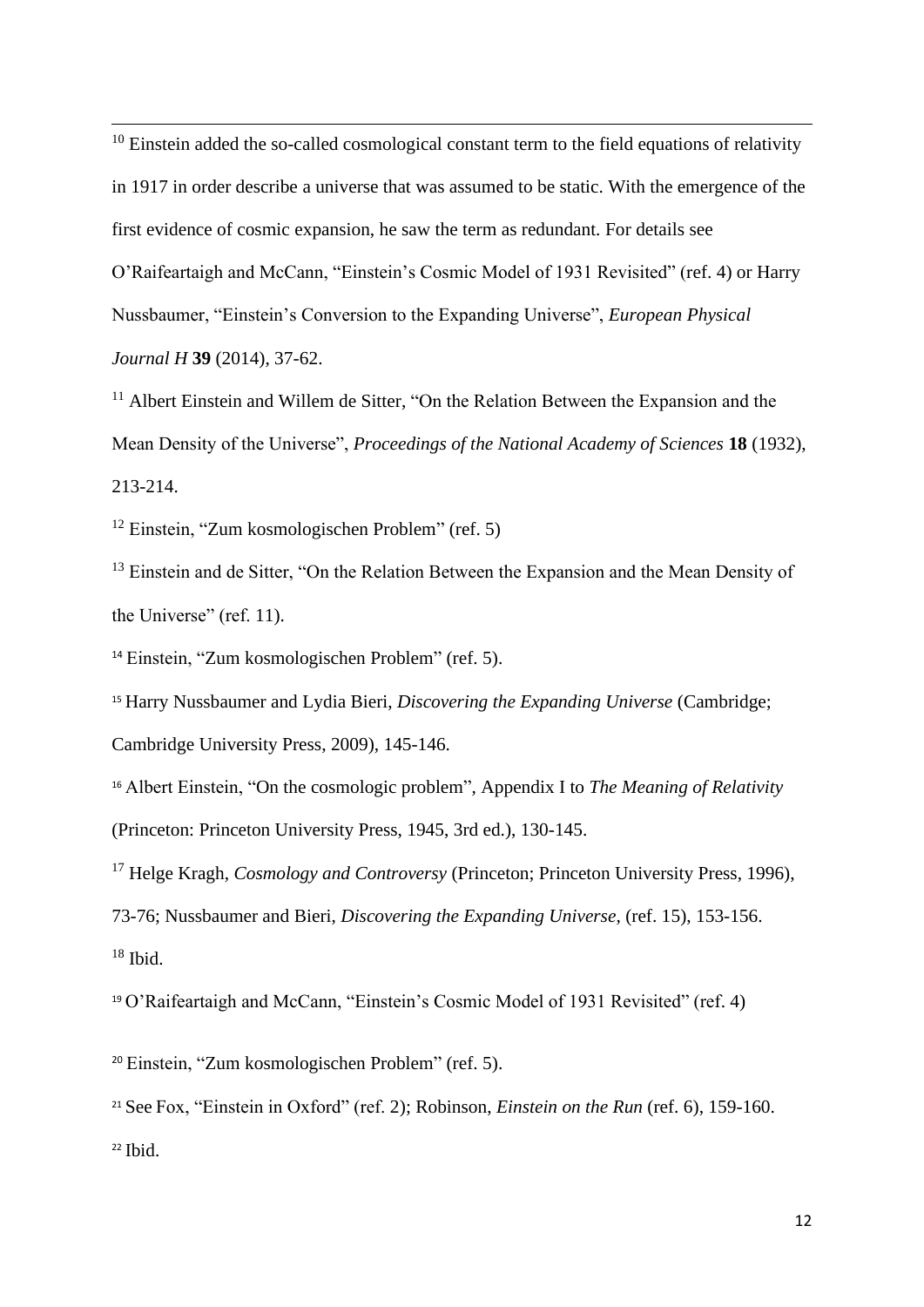[10] Einstein added the so-called cosmological constant term to the field equations of relativity in 1917 in order describe a universe that was assumed to be static. With the emergence of the first evidence of cosmic expansion, he saw the term as redundant. For details see O'Raifeartaigh and McCann, "Einstein's Cosmic Model of 1931 Revisited" (ref. 4) or Harry Nussbaumer, "Einstein's Conversion to the Expanding Universe", *European Physical Journal H* **39** (2014), 37-62.

[11] Albert Einstein and Willem de Sitter, "On the Relation Between the Expansion and the Mean Density of the Universe", *Proceedings of the National Academy of Sciences* **18** (1932), 213-214.

[12] Einstein, "Zum kosmologischen Problem" (ref. 5)

[13] Einstein and de Sitter, "On the Relation Between the Expansion and the Mean Density of the Universe" (ref. 11).

[14] Einstein, "Zum kosmologischen Problem" (ref. 5).

[15] Harry Nussbaumer and Lydia Bieri, *Discovering the Expanding Universe* (Cambridge; Cambridge University Press, 2009), 145-146.

[16] Albert Einstein, "On the cosmologic problem", Appendix I to *The Meaning of Relativity* (Princeton: Princeton University Press, 1945, 3rd ed.), 130-145.

[17] Helge Kragh, *Cosmology and Controversy* (Princeton; Princeton University Press, 1996), 73-76; Nussbaumer and Bieri, *Discovering the Expanding Universe*, (ref. 15), 153-156.

[18] Ibid.

[19] O'Raifeartaigh and McCann, "Einstein's Cosmic Model of 1931 Revisited" (ref. 4)

[20] Einstein, "Zum kosmologischen Problem" (ref. 5).

[21] See Fox, "Einstein in Oxford" (ref. 2); Robinson, *Einstein on the Run* (ref. 6), 159-160.

[22] Ibid.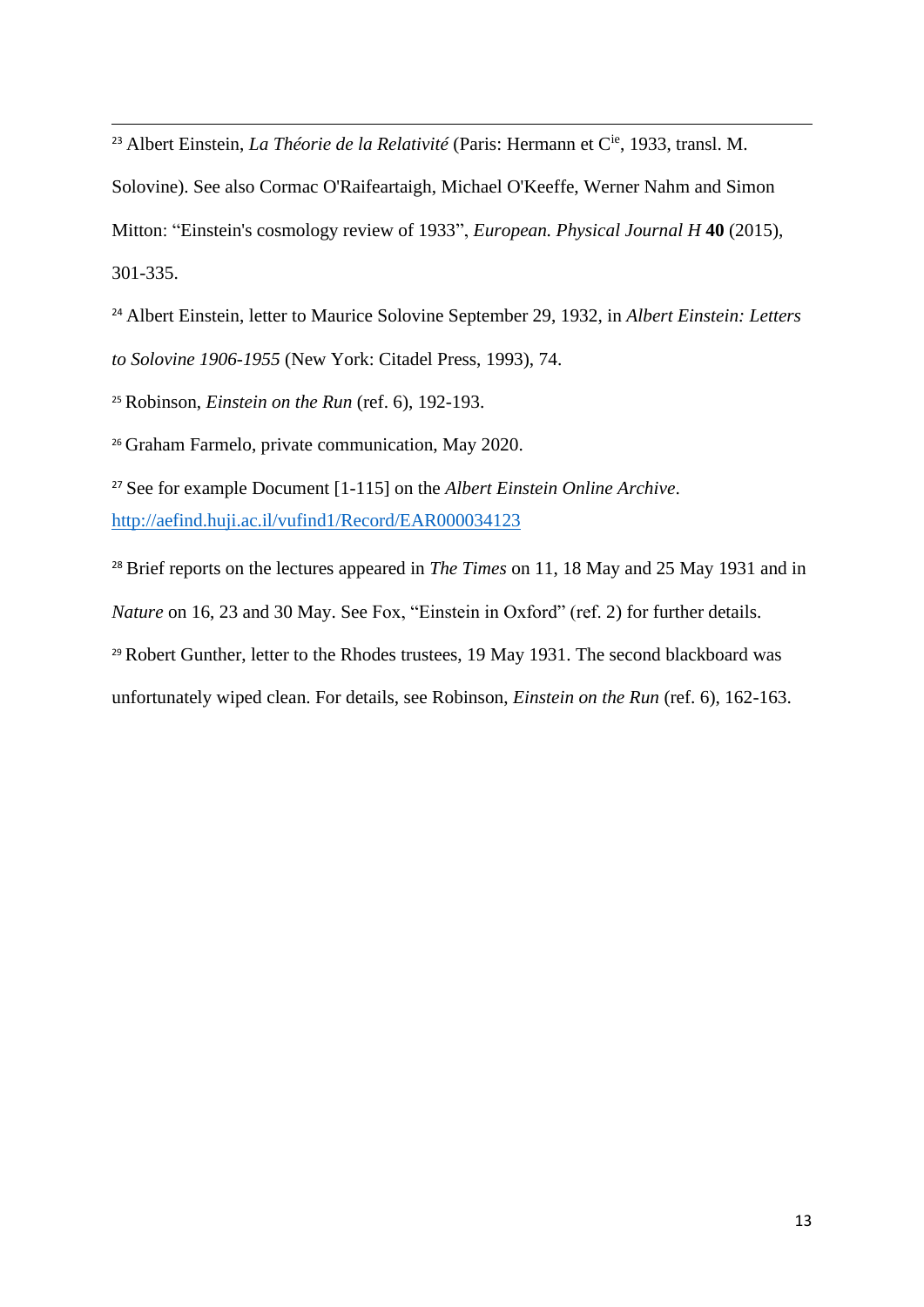[23] Albert Einstein, *La Théorie de la Relativité* (Paris: Hermann et C[ie], 1933, transl. M. Solovine). See also Cormac O'Raifeartaigh, Michael O'Keeffe, Werner Nahm and Simon Mitton: "Einstein's cosmology review of 1933", *European. Physical Journal H* **40** (2015), 301-335.

[24] Albert Einstein, letter to Maurice Solovine September 29, 1932, in *Albert Einstein: Letters to Solovine 1906-1955* (New York: Citadel Press, 1993), 74.

[25] Robinson, *Einstein on the Run* (ref. 6), 192-193.

[26] Graham Farmelo, private communication, May 2020.

[27] See for example Document [1-115] on the *Albert Einstein Online Archive*. http://aefind.huji.ac.il/vufind1/Record/EAR000034123

[28] Brief reports on the lectures appeared in *The Times* on 11, 18 May and 25 May 1931 and in *Nature* on 16, 23 and 30 May. See Fox, "Einstein in Oxford" (ref. 2) for further details.

[29] Robert Gunther, letter to the Rhodes trustees, 19 May 1931. The second blackboard was unfortunately wiped clean. For details, see Robinson, *Einstein on the Run* (ref. 6), 162-163.